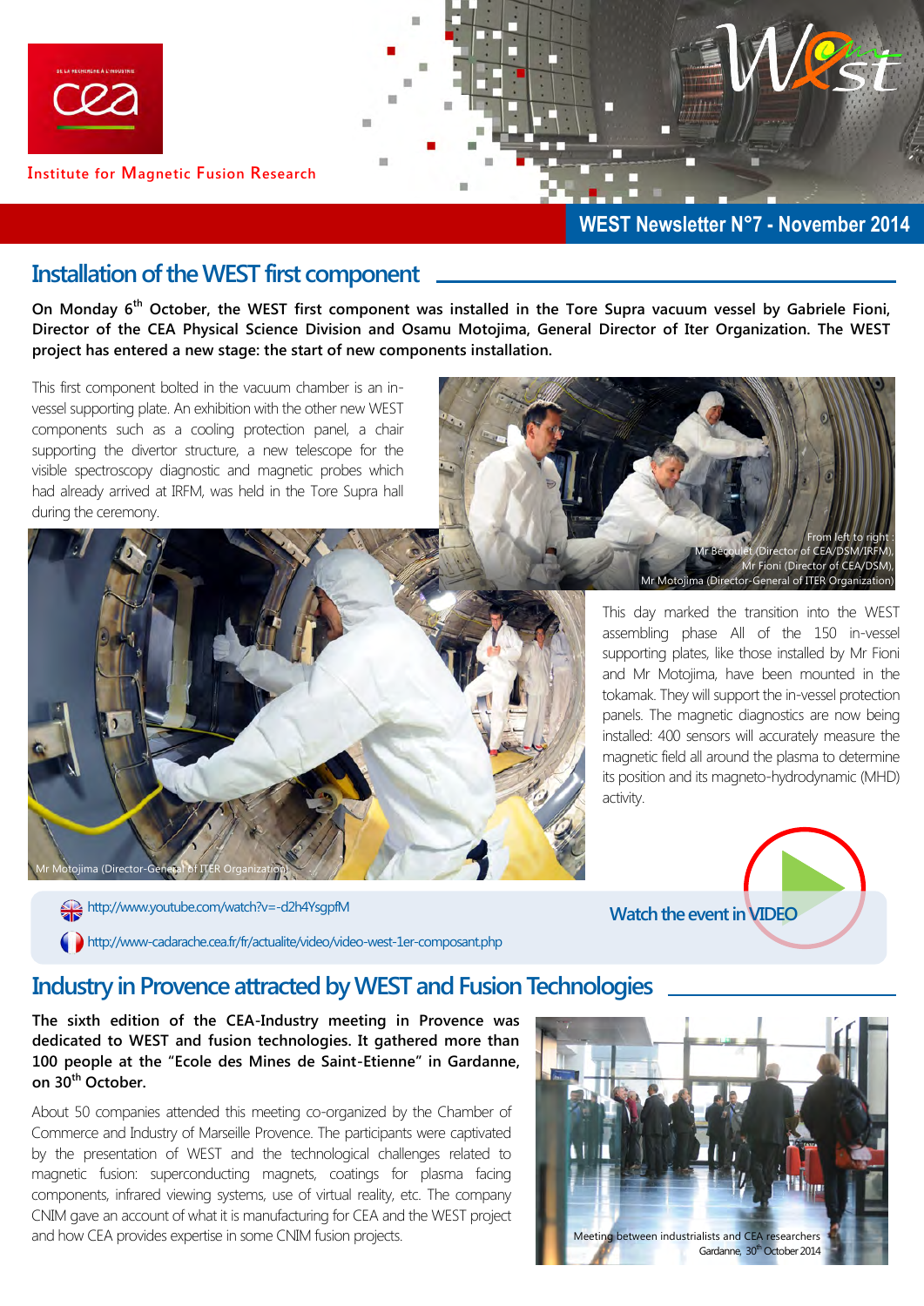Institute for Magnetic Fusion Research

WEST Newsletter N°7 - November 2014

## Installation of the WEST first component

**On Monday 6th October, the WEST first component was installed in the Tore Supra vacuum vessel by Gabriele Fioni, Director of the CEA Physical Science Division and Osamu Motojima, General Director of Iter Organization. The WEST project has entered a new stage: the start of new components installation.**

This first component bolted in the vacuum chamber is an in-vessel supporting plate. An exhibition with the other new WEST components such as a cooling protection panel, a chair supporting the divertor structure, a new telescope for the visible spectroscopy diagnostic and magnetic probes which had already arrived at IRFM, was held in the Tore Supra hall during the ceremony.

From left to right : Mr Becoulet (Director of CEA/DSM/IRFM), Mr Fioni (Director of CEA/DSM), Mr Motojima (Director-General of ITER Organization)

Mr Motojima (Director-General of ITER Organization)

This day marked the transition into the WEST assembling phase All of the 150 in-vessel supporting plates, like those installed by Mr Fioni and Mr Motojima, have been mounted in the tokamak. They will support the in-vessel protection panels. The magnetic diagnostics are now being installed: 400 sensors will accurately measure the magnetic field all around the plasma to determine its position and its magneto-hydrodynamic (MHD) activity.

http://www.youtube.com/watch?v=-d2h4YsgpfM

http://www-cadarache.cea.fr/fr/actualite/video/video-west-1er-composant.php

Watch the event in VIDEO

## Industry in Provence attracted by WEST and Fusion Technologies

**The sixth edition of the CEA-Industry meeting in Provence was dedicated to WEST and fusion technologies. It gathered more than 100 people at the "Ecole des Mines de Saint-Etienne" in Gardanne, on 30th October.**

About 50 companies attended this meeting co-organized by the Chamber of Commerce and Industry of Marseille Provence. The participants were captivated by the presentation of WEST and the technological challenges related to magnetic fusion: superconducting magnets, coatings for plasma facing components, infrared viewing systems, use of virtual reality, etc. The company CNIM gave an account of what it is manufacturing for CEA and the WEST project and how CEA provides expertise in some CNIM fusion projects.

Meeting between industrialists and CEA researchers
Gardanne, 30th October 2014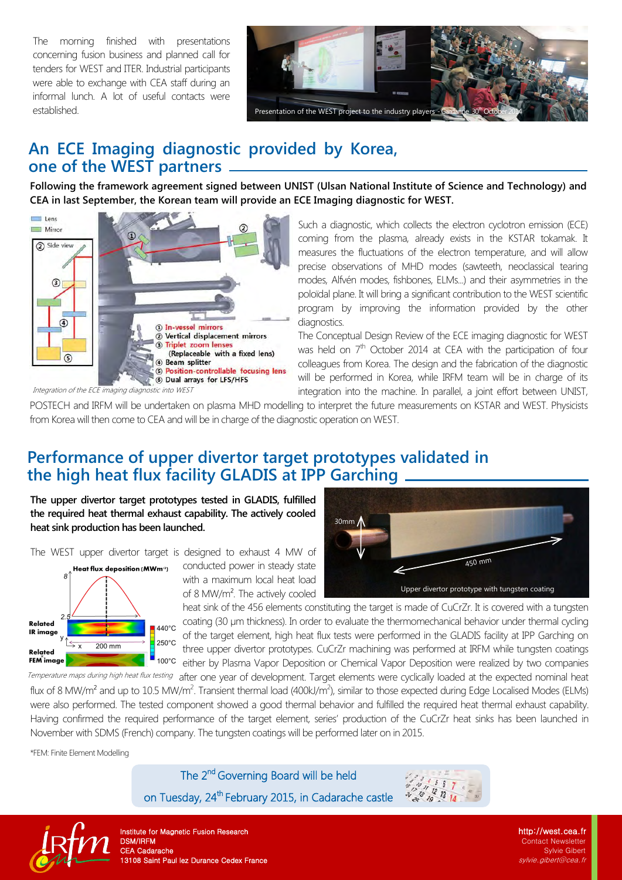The morning finished with presentations concerning fusion business and planned call for tenders for WEST and ITER. Industrial participants were able to exchange with CEA staff during an informal lunch. A lot of useful contacts were established.

Presentation of the WEST project to the industry players - Gardanne 30th October 2014

## An ECE Imaging diagnostic provided by Korea, one of the WEST partners

**Following the framework agreement signed between UNIST (Ulsan National Institute of Science and Technology) and CEA in last September, the Korean team will provide an ECE Imaging diagnostic for WEST.**

Lens
Mirror
② Side view
① In-vessel mirrors
② Vertical displacement mirrors
③ Triplet zoom lenses (Replaceable with a fixed lens)
④ Beam splitter
⑤ Position-controllable focusing lens
⑥ Dual arrays for LFS/HFS

*Integration of the ECE imaging diagnostic into WEST*

Such a diagnostic, which collects the electron cyclotron emission (ECE) coming from the plasma, already exists in the KSTAR tokamak. It measures the fluctuations of the electron temperature, and will allow precise observations of MHD modes (sawteeth, neoclassical tearing modes, Alfvén modes, fishbones, ELMs...) and their asymmetries in the poloïdal plane. It will bring a significant contribution to the WEST scientific program by improving the information provided by the other diagnostics.

The Conceptual Design Review of the ECE imaging diagnostic for WEST was held on 7th October 2014 at CEA with the participation of four colleagues from Korea. The design and the fabrication of the diagnostic will be performed in Korea, while IRFM team will be in charge of its integration into the machine. In parallel, a joint effort between UNIST, POSTECH and IRFM will be undertaken on plasma MHD modelling to interpret the future measurements on KSTAR and WEST. Physicists from Korea will then come to CEA and will be in charge of the diagnostic operation on WEST.

## Performance of upper divertor target prototypes validated in the high heat flux facility GLADIS at IPP Garching

**The upper divertor target prototypes tested in GLADIS, fulfilled the required heat thermal exhaust capability. The actively cooled heat sink production has been launched.**

30mm
450 mm
Upper divertor prototype with tungsten coating

Heat flux deposition (MWm⁻²)
8
2.5
Related IR image
Related FEM image
y
x
200 mm
440°C
250°C
100°C

*Temperature maps during high heat flux testing*

The WEST upper divertor target is designed to exhaust 4 MW of conducted power in steady state with a maximum local heat load of 8 MW/m². The actively cooled heat sink of the 456 elements constituting the target is made of CuCrZr. It is covered with a tungsten coating (30 µm thickness). In order to evaluate the thermomechanical behavior under thermal cycling of the target element, high heat flux tests were performed in the GLADIS facility at IPP Garching on three upper divertor prototypes. CuCrZr machining was performed at IRFM while tungsten coatings either by Plasma Vapor Deposition or Chemical Vapor Deposition were realized by two companies after one year of development. Target elements were cyclically loaded at the expected nominal heat flux of 8 MW/m² and up to 10.5 MW/m². Transient thermal load (400kJ/m²), similar to those expected during Edge Localised Modes (ELMs) were also performed. The tested component showed a good thermal behavior and fulfilled the required heat thermal exhaust capability. Having confirmed the required performance of the target element, series' production of the CuCrZr heat sinks has been launched in November with SDMS (French) company. The tungsten coatings will be performed later on in 2015.

*FEM: Finite Element Modelling

The 2nd Governing Board will be held on Tuesday, 24th February 2015, in Cadarache castle

Institute for Magnetic Fusion Research
DSM/IRFM
CEA Cadarache
13108 Saint Paul lez Durance Cedex France

http://west.cea.fr
Contact Newsletter
Sylvie Gibert
*sylvie.gibert@cea.fr*